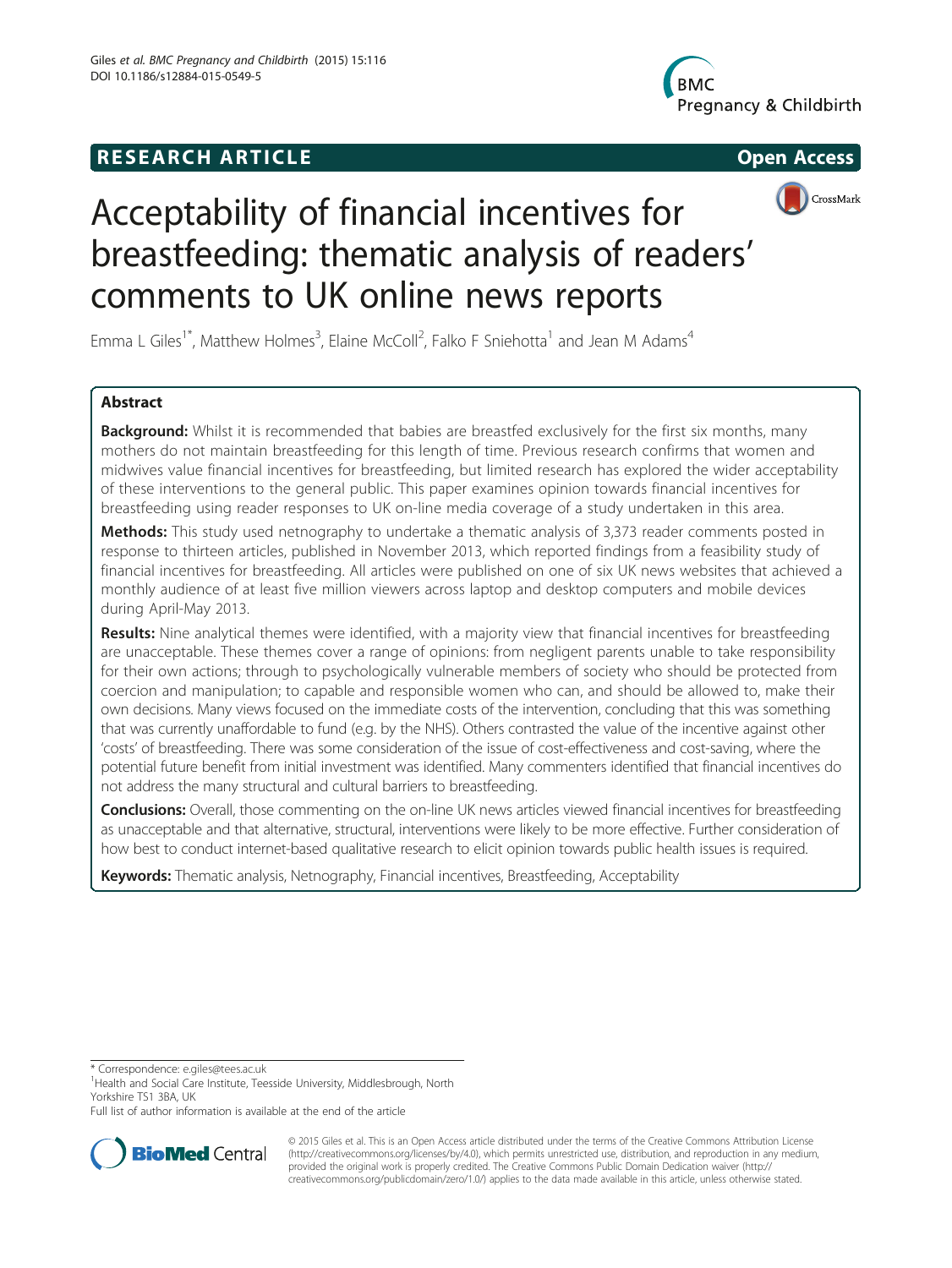RESEARCH ARTICLE

Open Access

# Acceptability of financial incentives for breastfeeding: thematic analysis of readers' comments to UK online news reports

Emma L Giles[1*], Matthew Holmes[3], Elaine McColl[2], Falko F Sniehotta[1] and Jean M Adams[4]

## Abstract

**Background:** Whilst it is recommended that babies are breastfed exclusively for the first six months, many mothers do not maintain breastfeeding for this length of time. Previous research confirms that women and midwives value financial incentives for breastfeeding, but limited research has explored the wider acceptability of these interventions to the general public. This paper examines opinion towards financial incentives for breastfeeding using reader responses to UK on-line media coverage of a study undertaken in this area.

**Methods:** This study used netnography to undertake a thematic analysis of 3,373 reader comments posted in response to thirteen articles, published in November 2013, which reported findings from a feasibility study of financial incentives for breastfeeding. All articles were published on one of six UK news websites that achieved a monthly audience of at least five million viewers across laptop and desktop computers and mobile devices during April-May 2013.

**Results:** Nine analytical themes were identified, with a majority view that financial incentives for breastfeeding are unacceptable. These themes cover a range of opinions: from negligent parents unable to take responsibility for their own actions; through to psychologically vulnerable members of society who should be protected from coercion and manipulation; to capable and responsible women who can, and should be allowed to, make their own decisions. Many views focused on the immediate costs of the intervention, concluding that this was something that was currently unaffordable to fund (e.g. by the NHS). Others contrasted the value of the incentive against other 'costs' of breastfeeding. There was some consideration of the issue of cost-effectiveness and cost-saving, where the potential future benefit from initial investment was identified. Many commenters identified that financial incentives do not address the many structural and cultural barriers to breastfeeding.

**Conclusions:** Overall, those commenting on the on-line UK news articles viewed financial incentives for breastfeeding as unacceptable and that alternative, structural, interventions were likely to be more effective. Further consideration of how best to conduct internet-based qualitative research to elicit opinion towards public health issues is required.

**Keywords:** Thematic analysis, Netnography, Financial incentives, Breastfeeding, Acceptability

\* Correspondence: e.giles@tees.ac.uk
[1]Health and Social Care Institute, Teesside University, Middlesbrough, North Yorkshire TS1 3BA, UK
Full list of author information is available at the end of the article

© 2015 Giles et al. This is an Open Access article distributed under the terms of the Creative Commons Attribution License (http://creativecommons.org/licenses/by/4.0), which permits unrestricted use, distribution, and reproduction in any medium, provided the original work is properly credited. The Creative Commons Public Domain Dedication waiver (http://creativecommons.org/publicdomain/zero/1.0/) applies to the data made available in this article, unless otherwise stated.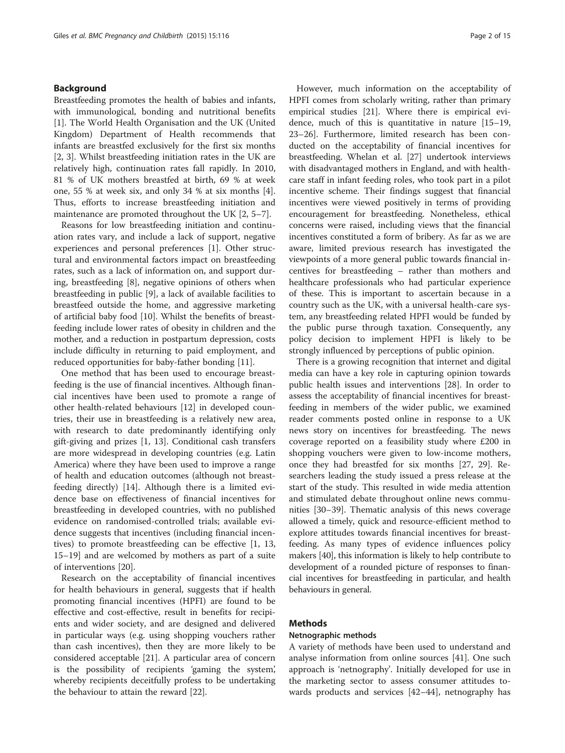## Background

Breastfeeding promotes the health of babies and infants, with immunological, bonding and nutritional benefits [1]. The World Health Organisation and the UK (United Kingdom) Department of Health recommends that infants are breastfed exclusively for the first six months [2, 3]. Whilst breastfeeding initiation rates in the UK are relatively high, continuation rates fall rapidly. In 2010, 81 % of UK mothers breastfed at birth, 69 % at week one, 55 % at week six, and only 34 % at six months [4]. Thus, efforts to increase breastfeeding initiation and maintenance are promoted throughout the UK [2, 5–7].

Reasons for low breastfeeding initiation and continuation rates vary, and include a lack of support, negative experiences and personal preferences [1]. Other structural and environmental factors impact on breastfeeding rates, such as a lack of information on, and support during, breastfeeding [8], negative opinions of others when breastfeeding in public [9], a lack of available facilities to breastfeed outside the home, and aggressive marketing of artificial baby food [10]. Whilst the benefits of breastfeeding include lower rates of obesity in children and the mother, and a reduction in postpartum depression, costs include difficulty in returning to paid employment, and reduced opportunities for baby-father bonding [11].

One method that has been used to encourage breastfeeding is the use of financial incentives. Although financial incentives have been used to promote a range of other health-related behaviours [12] in developed countries, their use in breastfeeding is a relatively new area, with research to date predominantly identifying only gift-giving and prizes [1, 13]. Conditional cash transfers are more widespread in developing countries (e.g. Latin America) where they have been used to improve a range of health and education outcomes (although not breastfeeding directly) [14]. Although there is a limited evidence base on effectiveness of financial incentives for breastfeeding in developed countries, with no published evidence on randomised-controlled trials; available evidence suggests that incentives (including financial incentives) to promote breastfeeding can be effective [1, 13, 15–19] and are welcomed by mothers as part of a suite of interventions [20].

Research on the acceptability of financial incentives for health behaviours in general, suggests that if health promoting financial incentives (HPFI) are found to be effective and cost-effective, result in benefits for recipients and wider society, and are designed and delivered in particular ways (e.g. using shopping vouchers rather than cash incentives), then they are more likely to be considered acceptable [21]. A particular area of concern is the possibility of recipients 'gaming the system', whereby recipients deceitfully profess to be undertaking the behaviour to attain the reward [22].

However, much information on the acceptability of HPFI comes from scholarly writing, rather than primary empirical studies [21]. Where there is empirical evidence, much of this is quantitative in nature [15–19, 23–26]. Furthermore, limited research has been conducted on the acceptability of financial incentives for breastfeeding. Whelan et al. [27] undertook interviews with disadvantaged mothers in England, and with healthcare staff in infant feeding roles, who took part in a pilot incentive scheme. Their findings suggest that financial incentives were viewed positively in terms of providing encouragement for breastfeeding. Nonetheless, ethical concerns were raised, including views that the financial incentives constituted a form of bribery. As far as we are aware, limited previous research has investigated the viewpoints of a more general public towards financial incentives for breastfeeding – rather than mothers and healthcare professionals who had particular experience of these. This is important to ascertain because in a country such as the UK, with a universal health-care system, any breastfeeding related HPFI would be funded by the public purse through taxation. Consequently, any policy decision to implement HPFI is likely to be strongly influenced by perceptions of public opinion.

There is a growing recognition that internet and digital media can have a key role in capturing opinion towards public health issues and interventions [28]. In order to assess the acceptability of financial incentives for breastfeeding in members of the wider public, we examined reader comments posted online in response to a UK news story on incentives for breastfeeding. The news coverage reported on a feasibility study where £200 in shopping vouchers were given to low-income mothers, once they had breastfed for six months [27, 29]. Researchers leading the study issued a press release at the start of the study. This resulted in wide media attention and stimulated debate throughout online news communities [30–39]. Thematic analysis of this news coverage allowed a timely, quick and resource-efficient method to explore attitudes towards financial incentives for breastfeeding. As many types of evidence influences policy makers [40], this information is likely to help contribute to development of a rounded picture of responses to financial incentives for breastfeeding in particular, and health behaviours in general.

## Methods

### Netnographic methods

A variety of methods have been used to understand and analyse information from online sources [41]. One such approach is 'netnography'. Initially developed for use in the marketing sector to assess consumer attitudes towards products and services [42–44], netnography has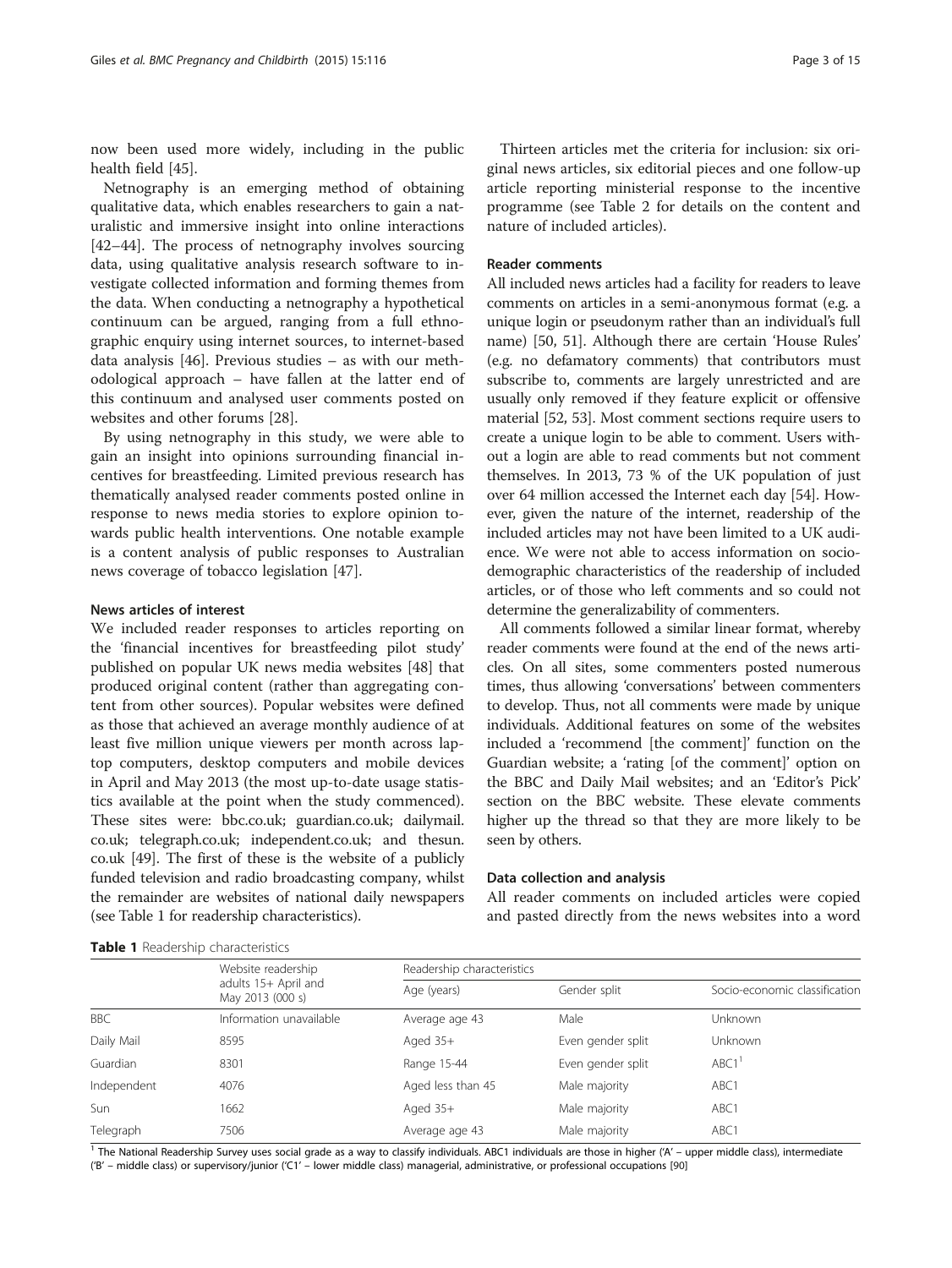now been used more widely, including in the public health field [45].

Netnography is an emerging method of obtaining qualitative data, which enables researchers to gain a naturalistic and immersive insight into online interactions [42–44]. The process of netnography involves sourcing data, using qualitative analysis research software to investigate collected information and forming themes from the data. When conducting a netnography a hypothetical continuum can be argued, ranging from a full ethnographic enquiry using internet sources, to internet-based data analysis [46]. Previous studies – as with our methodological approach – have fallen at the latter end of this continuum and analysed user comments posted on websites and other forums [28].

By using netnography in this study, we were able to gain an insight into opinions surrounding financial incentives for breastfeeding. Limited previous research has thematically analysed reader comments posted online in response to news media stories to explore opinion towards public health interventions. One notable example is a content analysis of public responses to Australian news coverage of tobacco legislation [47].

#### News articles of interest

We included reader responses to articles reporting on the 'financial incentives for breastfeeding pilot study' published on popular UK news media websites [48] that produced original content (rather than aggregating content from other sources). Popular websites were defined as those that achieved an average monthly audience of at least five million unique viewers per month across laptop computers, desktop computers and mobile devices in April and May 2013 (the most up-to-date usage statistics available at the point when the study commenced). These sites were: bbc.co.uk; guardian.co.uk; dailymail.co.uk; telegraph.co.uk; independent.co.uk; and thesun.co.uk [49]. The first of these is the website of a publicly funded television and radio broadcasting company, whilst the remainder are websites of national daily newspapers (see Table 1 for readership characteristics).

Thirteen articles met the criteria for inclusion: six original news articles, six editorial pieces and one follow-up article reporting ministerial response to the incentive programme (see Table 2 for details on the content and nature of included articles).

#### Reader comments

All included news articles had a facility for readers to leave comments on articles in a semi-anonymous format (e.g. a unique login or pseudonym rather than an individual's full name) [50, 51]. Although there are certain 'House Rules' (e.g. no defamatory comments) that contributors must subscribe to, comments are largely unrestricted and are usually only removed if they feature explicit or offensive material [52, 53]. Most comment sections require users to create a unique login to be able to comment. Users without a login are able to read comments but not comment themselves. In 2013, 73 % of the UK population of just over 64 million accessed the Internet each day [54]. However, given the nature of the internet, readership of the included articles may not have been limited to a UK audience. We were not able to access information on socio-demographic characteristics of the readership of included articles, or of those who left comments and so could not determine the generalizability of commenters.

All comments followed a similar linear format, whereby reader comments were found at the end of the news articles. On all sites, some commenters posted numerous times, thus allowing 'conversations' between commenters to develop. Thus, not all comments were made by unique individuals. Additional features on some of the websites included a 'recommend [the comment]' function on the Guardian website; a 'rating [of the comment]' option on the BBC and Daily Mail websites; and an 'Editor's Pick' section on the BBC website. These elevate comments higher up the thread so that they are more likely to be seen by others.

#### Data collection and analysis

All reader comments on included articles were copied and pasted directly from the news websites into a word

**Table 1** Readership characteristics

| | Website readership adults 15+ April and May 2013 (000 s) | Readership characteristics | | |
|---|---|---|---|---|
| | | Age (years) | Gender split | Socio-economic classification |
| BBC | Information unavailable | Average age 43 | Male | Unknown |
| Daily Mail | 8595 | Aged 35+ | Even gender split | Unknown |
| Guardian | 8301 | Range 15-44 | Even gender split | ABC1[1] |
| Independent | 4076 | Aged less than 45 | Male majority | ABC1 |
| Sun | 1662 | Aged 35+ | Male majority | ABC1 |
| Telegraph | 7506 | Average age 43 | Male majority | ABC1 |

[1] The National Readership Survey uses social grade as a way to classify individuals. ABC1 individuals are those in higher ('A' – upper middle class), intermediate ('B' – middle class) or supervisory/junior ('C1' – lower middle class) managerial, administrative, or professional occupations [90]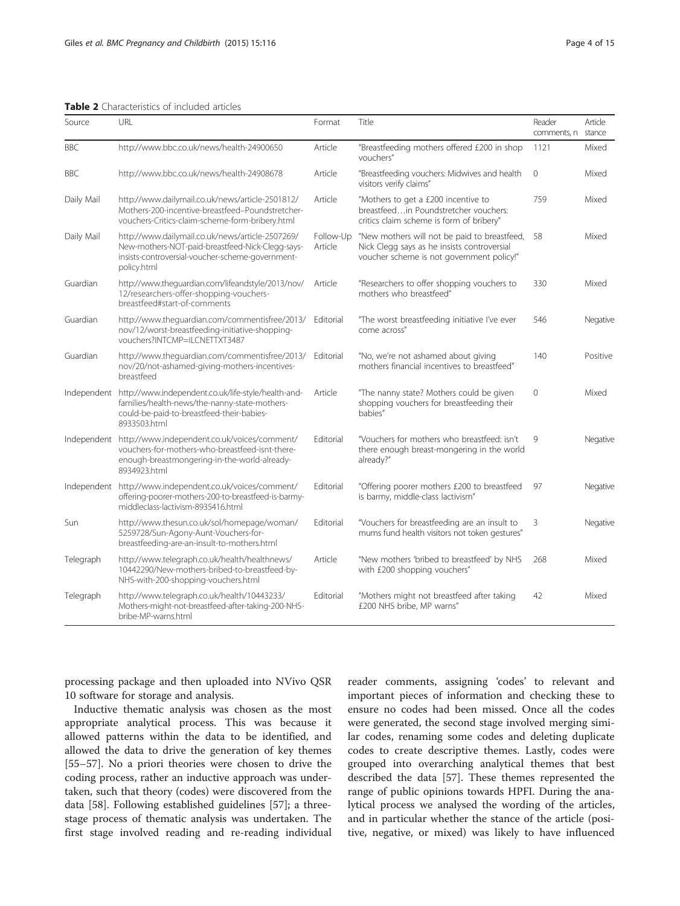**Table 2** Characteristics of included articles

| Source | URL | Format | Title | Reader comments, n | Article stance |
|---|---|---|---|---|---|
| BBC | http://www.bbc.co.uk/news/health-24900650 | Article | "Breastfeeding mothers offered £200 in shop vouchers" | 1121 | Mixed |
| BBC | http://www.bbc.co.uk/news/health-24908678 | Article | "Breastfeeding vouchers: Midwives and health visitors verify claims" | 0 | Mixed |
| Daily Mail | http://www.dailymail.co.uk/news/article-2501812/Mothers-200-incentive-breastfeed--Poundstretcher-vouchers-Critics-claim-scheme-form-bribery.html | Article | "Mothers to get a £200 incentive to breastfeed…in Poundstretcher vouchers: critics claim scheme is form of bribery" | 759 | Mixed |
| Daily Mail | http://www.dailymail.co.uk/news/article-2507269/New-mothers-NOT-paid-breastfeed-Nick-Clegg-says-insists-controversial-voucher-scheme-government-policy.html | Follow-Up Article | "New mothers will not be paid to breastfeed, Nick Clegg says as he insists controversial voucher scheme is not government policy!" | 58 | Mixed |
| Guardian | http://www.theguardian.com/lifeandstyle/2013/nov/12/researchers-offer-shopping-vouchers-breastfeed#start-of-comments | Article | "Researchers to offer shopping vouchers to mothers who breastfeed" | 330 | Mixed |
| Guardian | http://www.theguardian.com/commentisfree/2013/nov/12/worst-breastfeeding-initiative-shopping-vouchers?INTCMP=ILCNETTXT3487 | Editorial | "The worst breastfeeding initiative I've ever come across" | 546 | Negative |
| Guardian | http://www.theguardian.com/commentisfree/2013/nov/20/not-ashamed-giving-mothers-incentives-breastfeed | Editorial | "No, we're not ashamed about giving mothers financial incentives to breastfeed" | 140 | Positive |
| Independent | http://www.independent.co.uk/life-style/health-and-families/health-news/the-nanny-state-mothers-could-be-paid-to-breastfeed-their-babies-8933503.html | Article | "The nanny state? Mothers could be given shopping vouchers for breastfeeding their babies" | 0 | Mixed |
| Independent | http://www.independent.co.uk/voices/comment/vouchers-for-mothers-who-breastfeed-isnt-there-enough-breastmongering-in-the-world-already-8934923.html | Editorial | "Vouchers for mothers who breastfeed: isn't there enough breast-mongering in the world already?" | 9 | Negative |
| Independent | http://www.independent.co.uk/voices/comment/offering-poorer-mothers-200-to-breastfeed-is-barmy-middleclass-lactivism-8935416.html | Editorial | "Offering poorer mothers £200 to breastfeed is barmy, middle-class lactivism" | 97 | Negative |
| Sun | http://www.thesun.co.uk/sol/homepage/woman/5259728/Sun-Agony-Aunt-Vouchers-for-breastfeeding-are-an-insult-to-mothers.html | Editorial | "Vouchers for breastfeeding are an insult to mums fund health visitors not token gestures" | 3 | Negative |
| Telegraph | http://www.telegraph.co.uk/health/healthnews/10442290/New-mothers-bribed-to-breastfeed-by-NHS-with-200-shopping-vouchers.html | Article | "New mothers 'bribed to breastfeed' by NHS with £200 shopping vouchers" | 268 | Mixed |
| Telegraph | http://www.telegraph.co.uk/health/10443233/Mothers-might-not-breastfeed-after-taking-200-NHS-bribe-MP-warns.html | Editorial | "Mothers might not breastfeed after taking £200 NHS bribe, MP warns" | 42 | Mixed |

processing package and then uploaded into NVivo QSR 10 software for storage and analysis.

Inductive thematic analysis was chosen as the most appropriate analytical process. This was because it allowed patterns within the data to be identified, and allowed the data to drive the generation of key themes [55–57]. No a priori theories were chosen to drive the coding process, rather an inductive approach was undertaken, such that theory (codes) were discovered from the data [58]. Following established guidelines [57]; a three-stage process of thematic analysis was undertaken. The first stage involved reading and re-reading individual reader comments, assigning 'codes' to relevant and important pieces of information and checking these to ensure no codes had been missed. Once all the codes were generated, the second stage involved merging similar codes, renaming some codes and deleting duplicate codes to create descriptive themes. Lastly, codes were grouped into overarching analytical themes that best described the data [57]. These themes represented the range of public opinions towards HPFI. During the analytical process we analysed the wording of the articles, and in particular whether the stance of the article (positive, negative, or mixed) was likely to have influenced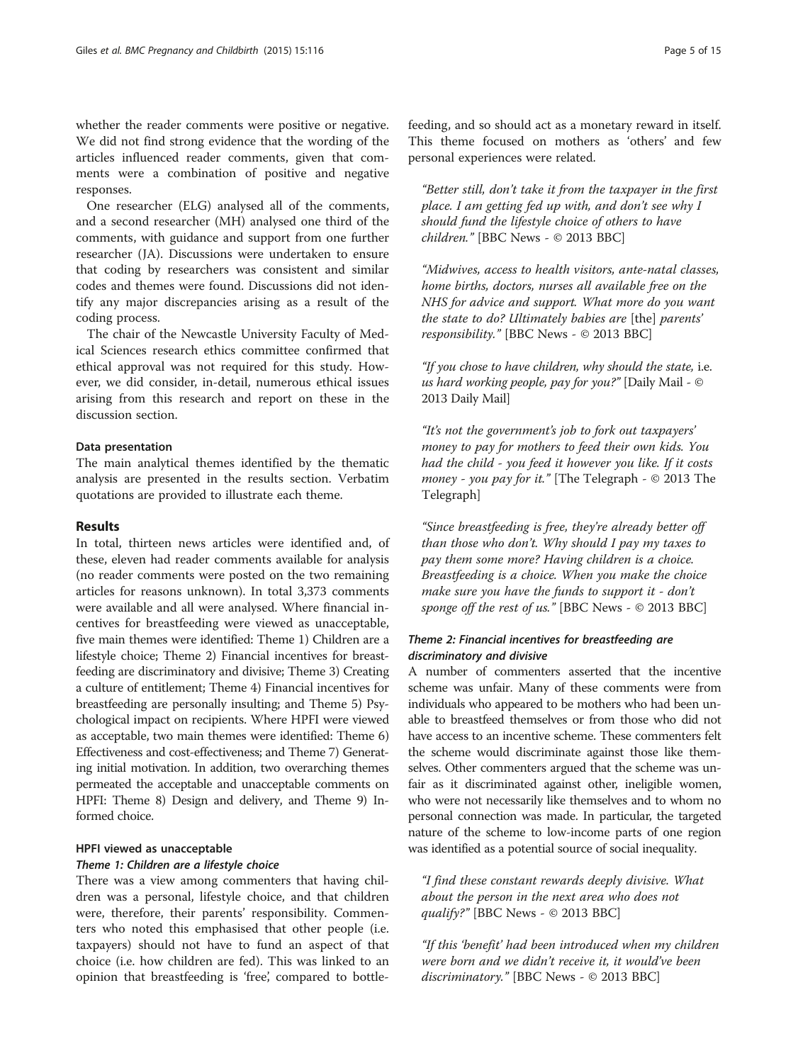whether the reader comments were positive or negative. We did not find strong evidence that the wording of the articles influenced reader comments, given that comments were a combination of positive and negative responses.

One researcher (ELG) analysed all of the comments, and a second researcher (MH) analysed one third of the comments, with guidance and support from one further researcher (JA). Discussions were undertaken to ensure that coding by researchers was consistent and similar codes and themes were found. Discussions did not identify any major discrepancies arising as a result of the coding process.

The chair of the Newcastle University Faculty of Medical Sciences research ethics committee confirmed that ethical approval was not required for this study. However, we did consider, in-detail, numerous ethical issues arising from this research and report on these in the discussion section.

#### Data presentation

The main analytical themes identified by the thematic analysis are presented in the results section. Verbatim quotations are provided to illustrate each theme.

## Results

In total, thirteen news articles were identified and, of these, eleven had reader comments available for analysis (no reader comments were posted on the two remaining articles for reasons unknown). In total 3,373 comments were available and all were analysed. Where financial incentives for breastfeeding were viewed as unacceptable, five main themes were identified: Theme 1) Children are a lifestyle choice; Theme 2) Financial incentives for breastfeeding are discriminatory and divisive; Theme 3) Creating a culture of entitlement; Theme 4) Financial incentives for breastfeeding are personally insulting; and Theme 5) Psychological impact on recipients. Where HPFI were viewed as acceptable, two main themes were identified: Theme 6) Effectiveness and cost-effectiveness; and Theme 7) Generating initial motivation. In addition, two overarching themes permeated the acceptable and unacceptable comments on HPFI: Theme 8) Design and delivery, and Theme 9) Informed choice.

#### HPFI viewed as unacceptable

##### *Theme 1: Children are a lifestyle choice*

There was a view among commenters that having children was a personal, lifestyle choice, and that children were, therefore, their parents' responsibility. Commenters who noted this emphasised that other people (i.e. taxpayers) should not have to fund an aspect of that choice (i.e. how children are fed). This was linked to an opinion that breastfeeding is 'free', compared to bottle-feeding, and so should act as a monetary reward in itself. This theme focused on mothers as 'others' and few personal experiences were related.

> *"Better still, don't take it from the taxpayer in the first place. I am getting fed up with, and don't see why I should fund the lifestyle choice of others to have children."* [BBC News - © 2013 BBC]

> *"Midwives, access to health visitors, ante-natal classes, home births, doctors, nurses all available free on the NHS for advice and support. What more do you want the state to do? Ultimately babies are* [the] *parents' responsibility."* [BBC News - © 2013 BBC]

> *"If you chose to have children, why should the state,* i.e. *us hard working people, pay for you?"* [Daily Mail - © 2013 Daily Mail]

> *"It's not the government's job to fork out taxpayers' money to pay for mothers to feed their own kids. You had the child - you feed it however you like. If it costs money - you pay for it."* [The Telegraph - © 2013 The Telegraph]

> *"Since breastfeeding is free, they're already better off than those who don't. Why should I pay my taxes to pay them some more? Having children is a choice. Breastfeeding is a choice. When you make the choice make sure you have the funds to support it - don't sponge off the rest of us."* [BBC News - © 2013 BBC]

##### *Theme 2: Financial incentives for breastfeeding are discriminatory and divisive*

A number of commenters asserted that the incentive scheme was unfair. Many of these comments were from individuals who appeared to be mothers who had been unable to breastfeed themselves or from those who did not have access to an incentive scheme. These commenters felt the scheme would discriminate against those like themselves. Other commenters argued that the scheme was unfair as it discriminated against other, ineligible women, who were not necessarily like themselves and to whom no personal connection was made. In particular, the targeted nature of the scheme to low-income parts of one region was identified as a potential source of social inequality.

> *"I find these constant rewards deeply divisive. What about the person in the next area who does not qualify?"* [BBC News - © 2013 BBC]

> *"If this 'benefit' had been introduced when my children were born and we didn't receive it, it would've been discriminatory."* [BBC News - © 2013 BBC]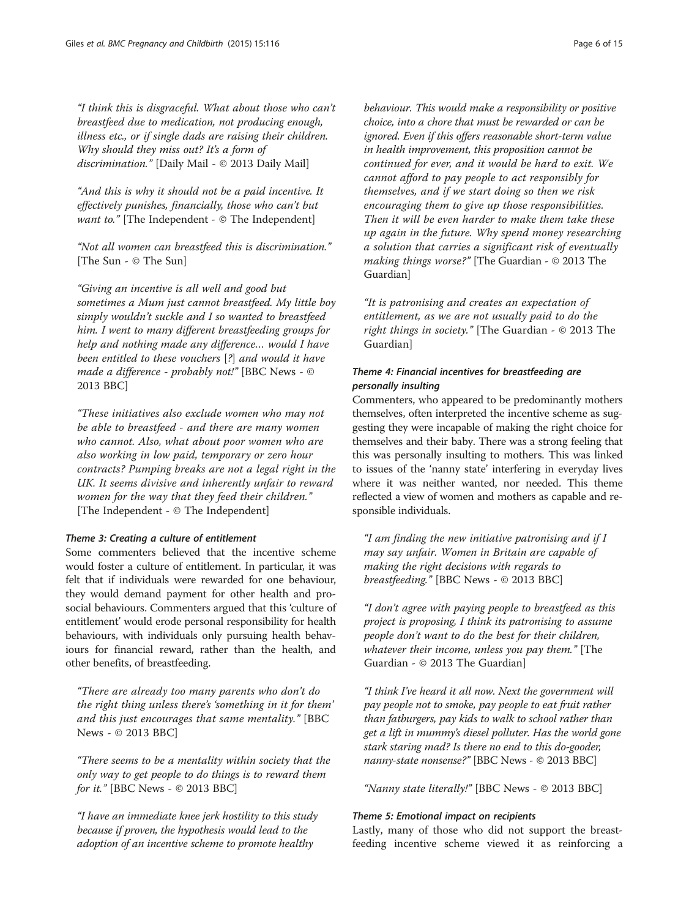*"I think this is disgraceful. What about those who can't breastfeed due to medication, not producing enough, illness etc., or if single dads are raising their children. Why should they miss out? It's a form of discrimination."* [Daily Mail - © 2013 Daily Mail]

*"And this is why it should not be a paid incentive. It effectively punishes, financially, those who can't but want to."* [The Independent - © The Independent]

*"Not all women can breastfeed this is discrimination."* [The Sun - © The Sun]

*"Giving an incentive is all well and good but sometimes a Mum just cannot breastfeed. My little boy simply wouldn't suckle and I so wanted to breastfeed him. I went to many different breastfeeding groups for help and nothing made any difference... would I have been entitled to these vouchers [?] and would it have made a difference - probably not!"* [BBC News - © 2013 BBC]

*"These initiatives also exclude women who may not be able to breastfeed - and there are many women who cannot. Also, what about poor women who are also working in low paid, temporary or zero hour contracts? Pumping breaks are not a legal right in the UK. It seems divisive and inherently unfair to reward women for the way that they feed their children."* [The Independent - © The Independent]

#### Theme 3: Creating a culture of entitlement

Some commenters believed that the incentive scheme would foster a culture of entitlement. In particular, it was felt that if individuals were rewarded for one behaviour, they would demand payment for other health and pro-social behaviours. Commenters argued that this 'culture of entitlement' would erode personal responsibility for health behaviours, with individuals only pursuing health behaviours for financial reward, rather than the health, and other benefits, of breastfeeding.

*"There are already too many parents who don't do the right thing unless there's 'something in it for them' and this just encourages that same mentality."* [BBC News - © 2013 BBC]

*"There seems to be a mentality within society that the only way to get people to do things is to reward them for it."* [BBC News - © 2013 BBC]

*"I have an immediate knee jerk hostility to this study because if proven, the hypothesis would lead to the adoption of an incentive scheme to promote healthy behaviour. This would make a responsibility or positive choice, into a chore that must be rewarded or can be ignored. Even if this offers reasonable short-term value in health improvement, this proposition cannot be continued for ever, and it would be hard to exit. We cannot afford to pay people to act responsibly for themselves, and if we start doing so then we risk encouraging them to give up those responsibilities. Then it will be even harder to make them take these up again in the future. Why spend money researching a solution that carries a significant risk of eventually making things worse?"* [The Guardian - © 2013 The Guardian]

*"It is patronising and creates an expectation of entitlement, as we are not usually paid to do the right things in society."* [The Guardian - © 2013 The Guardian]

#### Theme 4: Financial incentives for breastfeeding are personally insulting

Commenters, who appeared to be predominantly mothers themselves, often interpreted the incentive scheme as suggesting they were incapable of making the right choice for themselves and their baby. There was a strong feeling that this was personally insulting to mothers. This was linked to issues of the 'nanny state' interfering in everyday lives where it was neither wanted, nor needed. This theme reflected a view of women and mothers as capable and responsible individuals.

*"I am finding the new initiative patronising and if I may say unfair. Women in Britain are capable of making the right decisions with regards to breastfeeding."* [BBC News - © 2013 BBC]

*"I don't agree with paying people to breastfeed as this project is proposing, I think its patronising to assume people don't want to do the best for their children, whatever their income, unless you pay them."* [The Guardian - © 2013 The Guardian]

*"I think I've heard it all now. Next the government will pay people not to smoke, pay people to eat fruit rather than fatburgers, pay kids to walk to school rather than get a lift in mummy's diesel polluter. Has the world gone stark staring mad? Is there no end to this do-gooder, nanny-state nonsense?"* [BBC News - © 2013 BBC]

*"Nanny state literally!"* [BBC News - © 2013 BBC]

#### Theme 5: Emotional impact on recipients

Lastly, many of those who did not support the breastfeeding incentive scheme viewed it as reinforcing a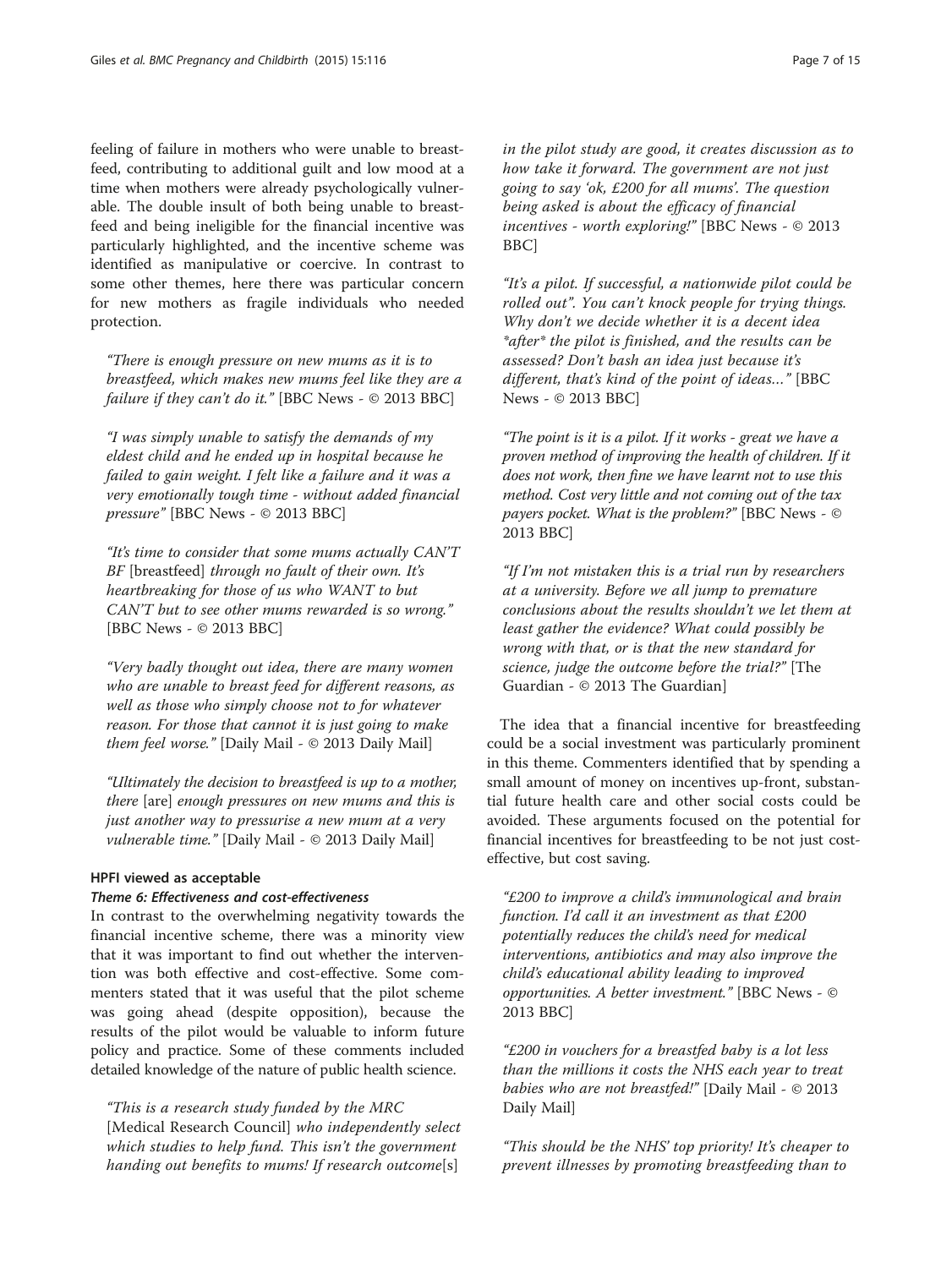feeling of failure in mothers who were unable to breastfeed, contributing to additional guilt and low mood at a time when mothers were already psychologically vulnerable. The double insult of both being unable to breastfeed and being ineligible for the financial incentive was particularly highlighted, and the incentive scheme was identified as manipulative or coercive. In contrast to some other themes, here there was particular concern for new mothers as fragile individuals who needed protection.

> *"There is enough pressure on new mums as it is to breastfeed, which makes new mums feel like they are a failure if they can't do it."* [BBC News - © 2013 BBC]

> *"I was simply unable to satisfy the demands of my eldest child and he ended up in hospital because he failed to gain weight. I felt like a failure and it was a very emotionally tough time - without added financial pressure"* [BBC News - © 2013 BBC]

> *"It's time to consider that some mums actually CAN'T BF* [breastfeed] *through no fault of their own. It's heartbreaking for those of us who WANT to but CAN'T but to see other mums rewarded is so wrong."* [BBC News - © 2013 BBC]

> *"Very badly thought out idea, there are many women who are unable to breast feed for different reasons, as well as those who simply choose not to for whatever reason. For those that cannot it is just going to make them feel worse."* [Daily Mail - © 2013 Daily Mail]

> *"Ultimately the decision to breastfeed is up to a mother, there* [are] *enough pressures on new mums and this is just another way to pressurise a new mum at a very vulnerable time."* [Daily Mail - © 2013 Daily Mail]

### HPFI viewed as acceptable

#### *Theme 6: Effectiveness and cost-effectiveness*

In contrast to the overwhelming negativity towards the financial incentive scheme, there was a minority view that it was important to find out whether the intervention was both effective and cost-effective. Some commenters stated that it was useful that the pilot scheme was going ahead (despite opposition), because the results of the pilot would be valuable to inform future policy and practice. Some of these comments included detailed knowledge of the nature of public health science.

> *"This is a research study funded by the MRC* [Medical Research Council] *who independently select which studies to help fund. This isn't the government handing out benefits to mums! If research outcome*[s] *in the pilot study are good, it creates discussion as to how take it forward. The government are not just going to say 'ok, £200 for all mums'. The question being asked is about the efficacy of financial incentives - worth exploring!"* [BBC News - © 2013 BBC]

> *"It's a pilot. If successful, a nationwide pilot could be rolled out". You can't knock people for trying things. Why don't we decide whether it is a decent idea *after* the pilot is finished, and the results can be assessed? Don't bash an idea just because it's different, that's kind of the point of ideas…"* [BBC News - © 2013 BBC]

> *"The point is it is a pilot. If it works - great we have a proven method of improving the health of children. If it does not work, then fine we have learnt not to use this method. Cost very little and not coming out of the tax payers pocket. What is the problem?"* [BBC News - © 2013 BBC]

> *"If I'm not mistaken this is a trial run by researchers at a university. Before we all jump to premature conclusions about the results shouldn't we let them at least gather the evidence? What could possibly be wrong with that, or is that the new standard for science, judge the outcome before the trial?"* [The Guardian - © 2013 The Guardian]

The idea that a financial incentive for breastfeeding could be a social investment was particularly prominent in this theme. Commenters identified that by spending a small amount of money on incentives up-front, substantial future health care and other social costs could be avoided. These arguments focused on the potential for financial incentives for breastfeeding to be not just cost-effective, but cost saving.

> *"£200 to improve a child's immunological and brain function. I'd call it an investment as that £200 potentially reduces the child's need for medical interventions, antibiotics and may also improve the child's educational ability leading to improved opportunities. A better investment."* [BBC News - © 2013 BBC]

> *"£200 in vouchers for a breastfed baby is a lot less than the millions it costs the NHS each year to treat babies who are not breastfed!"* [Daily Mail - © 2013 Daily Mail]

> *"This should be the NHS' top priority! It's cheaper to prevent illnesses by promoting breastfeeding than to*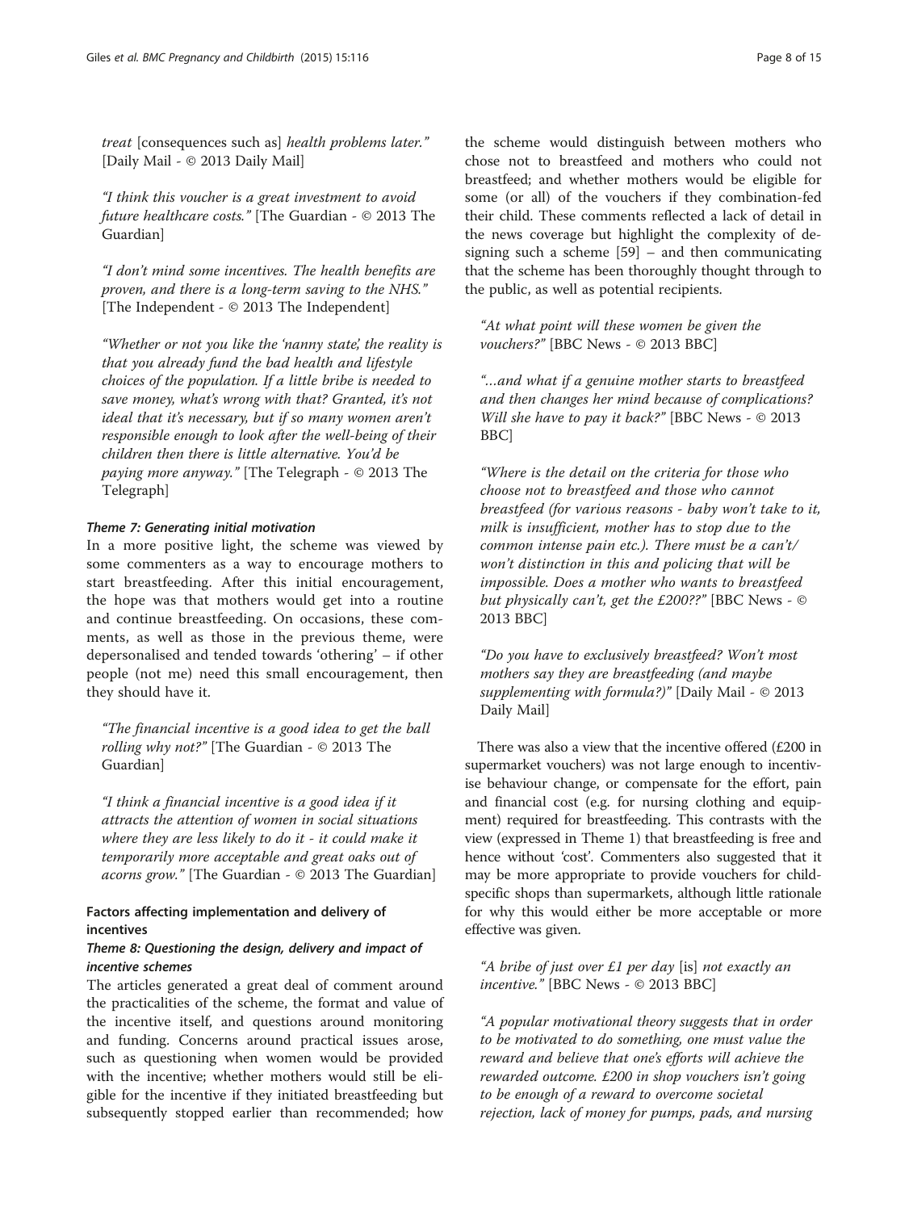*treat* [consequences such as] *health problems later."* [Daily Mail - © 2013 Daily Mail]

*"I think this voucher is a great investment to avoid future healthcare costs."* [The Guardian - © 2013 The Guardian]

*"I don't mind some incentives. The health benefits are proven, and there is a long-term saving to the NHS."* [The Independent - © 2013 The Independent]

*"Whether or not you like the 'nanny state', the reality is that you already fund the bad health and lifestyle choices of the population. If a little bribe is needed to save money, what's wrong with that? Granted, it's not ideal that it's necessary, but if so many women aren't responsible enough to look after the well-being of their children then there is little alternative. You'd be paying more anyway."* [The Telegraph - © 2013 The Telegraph]

#### *Theme 7: Generating initial motivation*

In a more positive light, the scheme was viewed by some commenters as a way to encourage mothers to start breastfeeding. After this initial encouragement, the hope was that mothers would get into a routine and continue breastfeeding. On occasions, these comments, as well as those in the previous theme, were depersonalised and tended towards 'othering' – if other people (not me) need this small encouragement, then they should have it.

*"The financial incentive is a good idea to get the ball rolling why not?"* [The Guardian - © 2013 The Guardian]

*"I think a financial incentive is a good idea if it attracts the attention of women in social situations where they are less likely to do it - it could make it temporarily more acceptable and great oaks out of acorns grow."* [The Guardian - © 2013 The Guardian]

### Factors affecting implementation and delivery of incentives

#### *Theme 8: Questioning the design, delivery and impact of incentive schemes*

The articles generated a great deal of comment around the practicalities of the scheme, the format and value of the incentive itself, and questions around monitoring and funding. Concerns around practical issues arose, such as questioning when women would be provided with the incentive; whether mothers would still be eligible for the incentive if they initiated breastfeeding but subsequently stopped earlier than recommended; how the scheme would distinguish between mothers who chose not to breastfeed and mothers who could not breastfeed; and whether mothers would be eligible for some (or all) of the vouchers if they combination-fed their child. These comments reflected a lack of detail in the news coverage but highlight the complexity of designing such a scheme [59] – and then communicating that the scheme has been thoroughly thought through to the public, as well as potential recipients.

*"At what point will these women be given the vouchers?"* [BBC News - © 2013 BBC]

*"...and what if a genuine mother starts to breastfeed and then changes her mind because of complications? Will she have to pay it back?"* [BBC News - © 2013 BBC]

*"Where is the detail on the criteria for those who choose not to breastfeed and those who cannot breastfeed (for various reasons - baby won't take to it, milk is insufficient, mother has to stop due to the common intense pain etc.). There must be a can't/won't distinction in this and policing that will be impossible. Does a mother who wants to breastfeed but physically can't, get the £200??"* [BBC News - © 2013 BBC]

*"Do you have to exclusively breastfeed? Won't most mothers say they are breastfeeding (and maybe supplementing with formula?)"* [Daily Mail - © 2013 Daily Mail]

There was also a view that the incentive offered (£200 in supermarket vouchers) was not large enough to incentivise behaviour change, or compensate for the effort, pain and financial cost (e.g. for nursing clothing and equipment) required for breastfeeding. This contrasts with the view (expressed in Theme 1) that breastfeeding is free and hence without 'cost'. Commenters also suggested that it may be more appropriate to provide vouchers for child-specific shops than supermarkets, although little rationale for why this would either be more acceptable or more effective was given.

*"A bribe of just over £1 per day* [is] *not exactly an incentive."* [BBC News - © 2013 BBC]

*"A popular motivational theory suggests that in order to be motivated to do something, one must value the reward and believe that one's efforts will achieve the rewarded outcome. £200 in shop vouchers isn't going to be enough of a reward to overcome societal rejection, lack of money for pumps, pads, and nursing*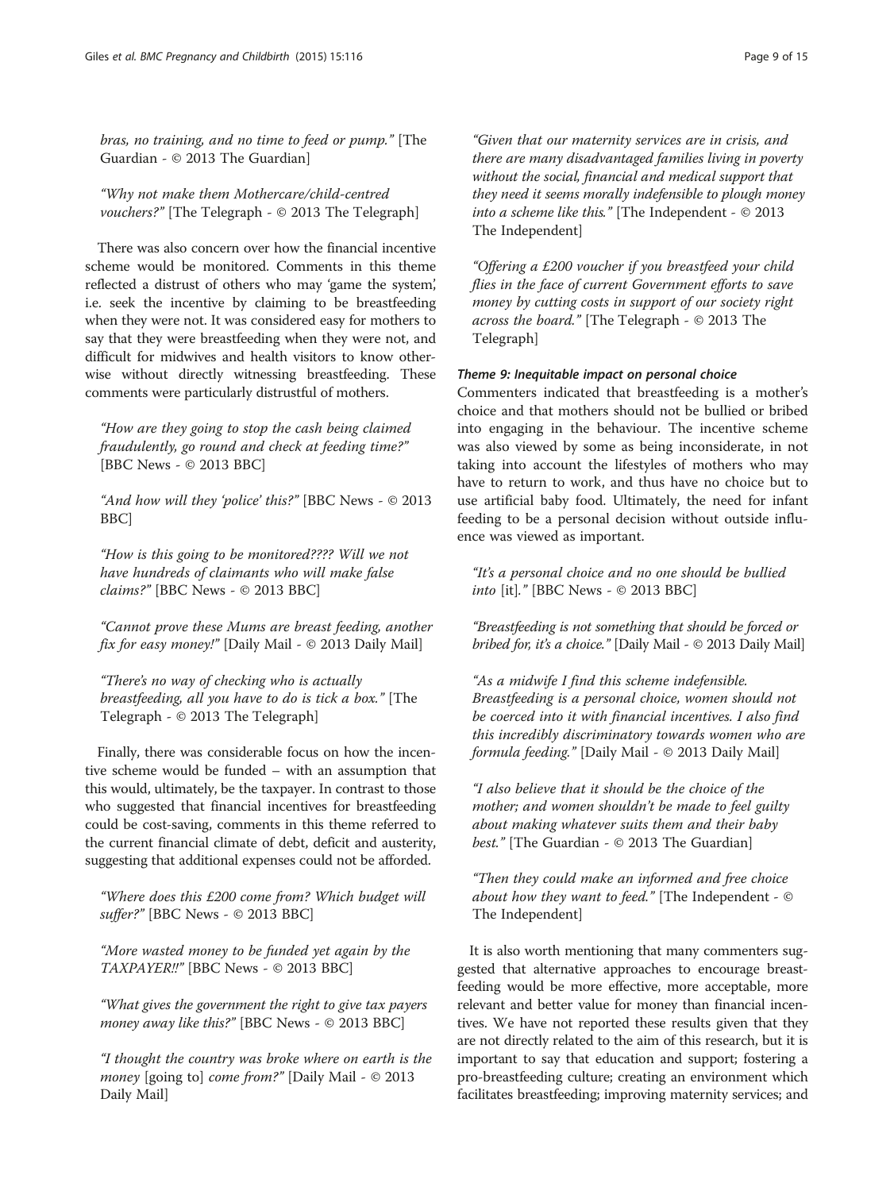*bras, no training, and no time to feed or pump."* [The Guardian - © 2013 The Guardian]

*"Why not make them Mothercare/child-centred vouchers?"* [The Telegraph - © 2013 The Telegraph]

There was also concern over how the financial incentive scheme would be monitored. Comments in this theme reflected a distrust of others who may 'game the system', i.e. seek the incentive by claiming to be breastfeeding when they were not. It was considered easy for mothers to say that they were breastfeeding when they were not, and difficult for midwives and health visitors to know otherwise without directly witnessing breastfeeding. These comments were particularly distrustful of mothers.

*"How are they going to stop the cash being claimed fraudulently, go round and check at feeding time?"* [BBC News - © 2013 BBC]

*"And how will they 'police' this?"* [BBC News - © 2013 BBC]

*"How is this going to be monitored???? Will we not have hundreds of claimants who will make false claims?"* [BBC News - © 2013 BBC]

*"Cannot prove these Mums are breast feeding, another fix for easy money!"* [Daily Mail - © 2013 Daily Mail]

*"There's no way of checking who is actually breastfeeding, all you have to do is tick a box."* [The Telegraph - © 2013 The Telegraph]

Finally, there was considerable focus on how the incentive scheme would be funded – with an assumption that this would, ultimately, be the taxpayer. In contrast to those who suggested that financial incentives for breastfeeding could be cost-saving, comments in this theme referred to the current financial climate of debt, deficit and austerity, suggesting that additional expenses could not be afforded.

*"Where does this £200 come from? Which budget will suffer?"* [BBC News - © 2013 BBC]

*"More wasted money to be funded yet again by the TAXPAYER!!"* [BBC News - © 2013 BBC]

*"What gives the government the right to give tax payers money away like this?"* [BBC News - © 2013 BBC]

*"I thought the country was broke where on earth is the money* [going to] *come from?"* [Daily Mail - © 2013 Daily Mail]

*"Given that our maternity services are in crisis, and there are many disadvantaged families living in poverty without the social, financial and medical support that they need it seems morally indefensible to plough money into a scheme like this."* [The Independent - © 2013 The Independent]

*"Offering a £200 voucher if you breastfeed your child flies in the face of current Government efforts to save money by cutting costs in support of our society right across the board."* [The Telegraph - © 2013 The Telegraph]

#### Theme 9: Inequitable impact on personal choice

Commenters indicated that breastfeeding is a mother's choice and that mothers should not be bullied or bribed into engaging in the behaviour. The incentive scheme was also viewed by some as being inconsiderate, in not taking into account the lifestyles of mothers who may have to return to work, and thus have no choice but to use artificial baby food. Ultimately, the need for infant feeding to be a personal decision without outside influence was viewed as important.

*"It's a personal choice and no one should be bullied into* [it]*."* [BBC News - © 2013 BBC]

*"Breastfeeding is not something that should be forced or bribed for, it's a choice."* [Daily Mail - © 2013 Daily Mail]

*"As a midwife I find this scheme indefensible. Breastfeeding is a personal choice, women should not be coerced into it with financial incentives. I also find this incredibly discriminatory towards women who are formula feeding."* [Daily Mail - © 2013 Daily Mail]

*"I also believe that it should be the choice of the mother; and women shouldn't be made to feel guilty about making whatever suits them and their baby best."* [The Guardian - © 2013 The Guardian]

*"Then they could make an informed and free choice about how they want to feed."* [The Independent - © The Independent]

It is also worth mentioning that many commenters suggested that alternative approaches to encourage breastfeeding would be more effective, more acceptable, more relevant and better value for money than financial incentives. We have not reported these results given that they are not directly related to the aim of this research, but it is important to say that education and support; fostering a pro-breastfeeding culture; creating an environment which facilitates breastfeeding; improving maternity services; and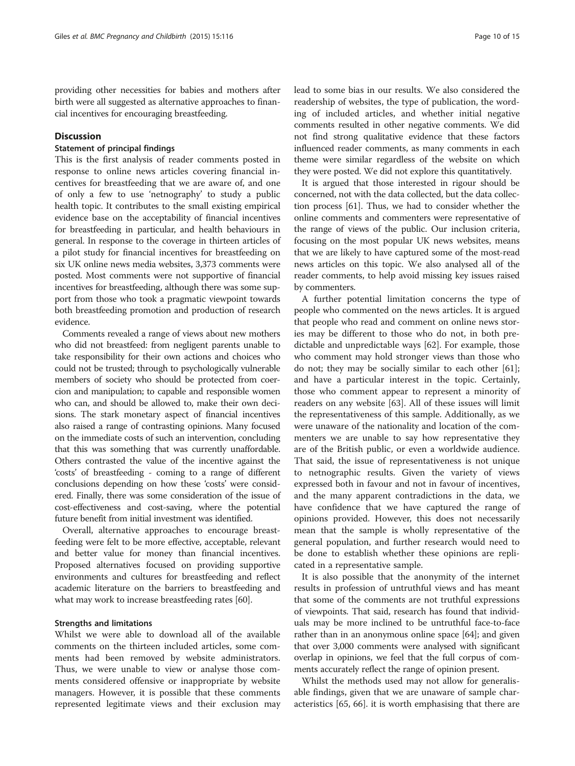providing other necessities for babies and mothers after birth were all suggested as alternative approaches to financial incentives for encouraging breastfeeding.

## Discussion

### Statement of principal findings

This is the first analysis of reader comments posted in response to online news articles covering financial incentives for breastfeeding that we are aware of, and one of only a few to use 'netnography' to study a public health topic. It contributes to the small existing empirical evidence base on the acceptability of financial incentives for breastfeeding in particular, and health behaviours in general. In response to the coverage in thirteen articles of a pilot study for financial incentives for breastfeeding on six UK online news media websites, 3,373 comments were posted. Most comments were not supportive of financial incentives for breastfeeding, although there was some support from those who took a pragmatic viewpoint towards both breastfeeding promotion and production of research evidence.

Comments revealed a range of views about new mothers who did not breastfeed: from negligent parents unable to take responsibility for their own actions and choices who could not be trusted; through to psychologically vulnerable members of society who should be protected from coercion and manipulation; to capable and responsible women who can, and should be allowed to, make their own decisions. The stark monetary aspect of financial incentives also raised a range of contrasting opinions. Many focused on the immediate costs of such an intervention, concluding that this was something that was currently unaffordable. Others contrasted the value of the incentive against the 'costs' of breastfeeding - coming to a range of different conclusions depending on how these 'costs' were considered. Finally, there was some consideration of the issue of cost-effectiveness and cost-saving, where the potential future benefit from initial investment was identified.

Overall, alternative approaches to encourage breastfeeding were felt to be more effective, acceptable, relevant and better value for money than financial incentives. Proposed alternatives focused on providing supportive environments and cultures for breastfeeding and reflect academic literature on the barriers to breastfeeding and what may work to increase breastfeeding rates [60].

### Strengths and limitations

Whilst we were able to download all of the available comments on the thirteen included articles, some comments had been removed by website administrators. Thus, we were unable to view or analyse those comments considered offensive or inappropriate by website managers. However, it is possible that these comments represented legitimate views and their exclusion may lead to some bias in our results. We also considered the readership of websites, the type of publication, the wording of included articles, and whether initial negative comments resulted in other negative comments. We did not find strong qualitative evidence that these factors influenced reader comments, as many comments in each theme were similar regardless of the website on which they were posted. We did not explore this quantitatively.

It is argued that those interested in rigour should be concerned, not with the data collected, but the data collection process [61]. Thus, we had to consider whether the online comments and commenters were representative of the range of views of the public. Our inclusion criteria, focusing on the most popular UK news websites, means that we are likely to have captured some of the most-read news articles on this topic. We also analysed all of the reader comments, to help avoid missing key issues raised by commenters.

A further potential limitation concerns the type of people who commented on the news articles. It is argued that people who read and comment on online news stories may be different to those who do not, in both predictable and unpredictable ways [62]. For example, those who comment may hold stronger views than those who do not; they may be socially similar to each other [61]; and have a particular interest in the topic. Certainly, those who comment appear to represent a minority of readers on any website [63]. All of these issues will limit the representativeness of this sample. Additionally, as we were unaware of the nationality and location of the commenters we are unable to say how representative they are of the British public, or even a worldwide audience. That said, the issue of representativeness is not unique to netnographic results. Given the variety of views expressed both in favour and not in favour of incentives, and the many apparent contradictions in the data, we have confidence that we have captured the range of opinions provided. However, this does not necessarily mean that the sample is wholly representative of the general population, and further research would need to be done to establish whether these opinions are replicated in a representative sample.

It is also possible that the anonymity of the internet results in profession of untruthful views and has meant that some of the comments are not truthful expressions of viewpoints. That said, research has found that individuals may be more inclined to be untruthful face-to-face rather than in an anonymous online space [64]; and given that over 3,000 comments were analysed with significant overlap in opinions, we feel that the full corpus of comments accurately reflect the range of opinion present.

Whilst the methods used may not allow for generalisable findings, given that we are unaware of sample characteristics [65, 66]. it is worth emphasising that there are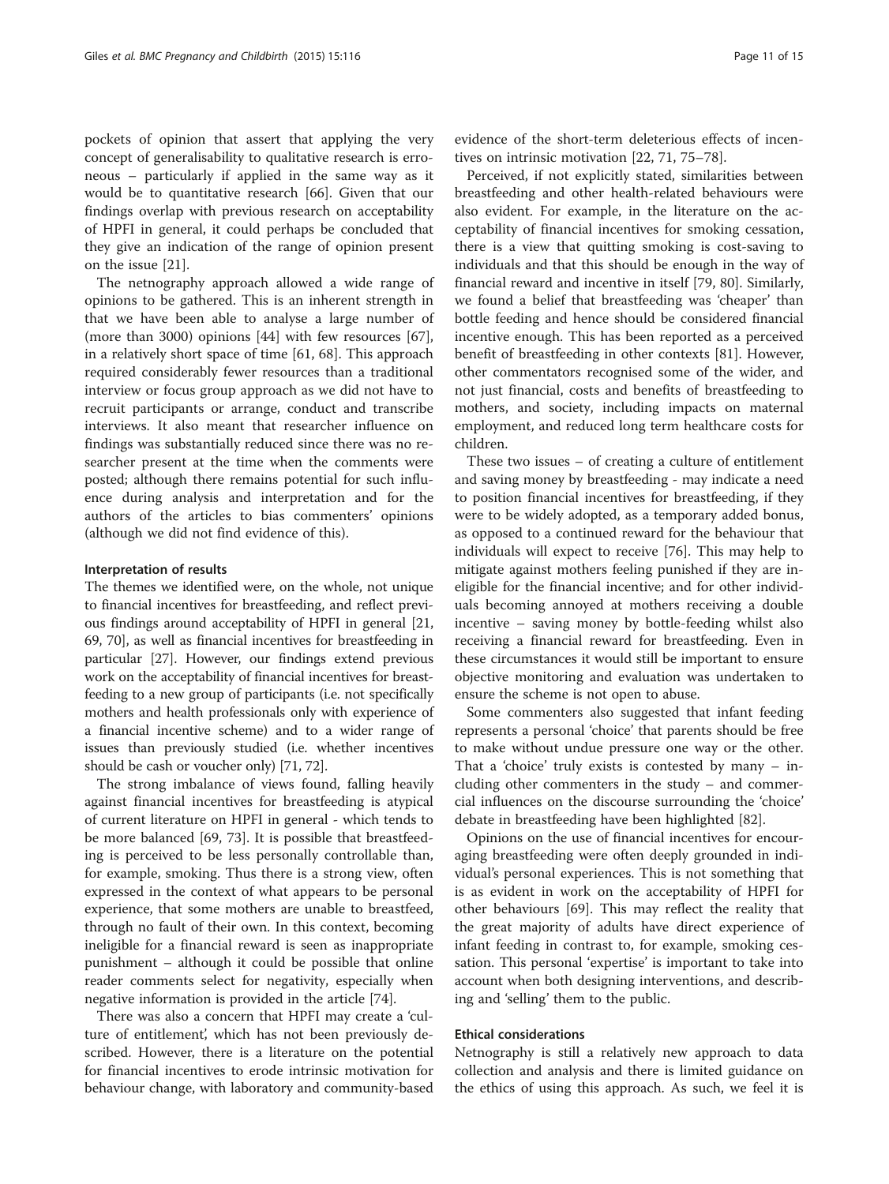pockets of opinion that assert that applying the very concept of generalisability to qualitative research is erroneous – particularly if applied in the same way as it would be to quantitative research [66]. Given that our findings overlap with previous research on acceptability of HPFI in general, it could perhaps be concluded that they give an indication of the range of opinion present on the issue [21].

The netnography approach allowed a wide range of opinions to be gathered. This is an inherent strength in that we have been able to analyse a large number of (more than 3000) opinions [44] with few resources [67], in a relatively short space of time [61, 68]. This approach required considerably fewer resources than a traditional interview or focus group approach as we did not have to recruit participants or arrange, conduct and transcribe interviews. It also meant that researcher influence on findings was substantially reduced since there was no researcher present at the time when the comments were posted; although there remains potential for such influence during analysis and interpretation and for the authors of the articles to bias commenters' opinions (although we did not find evidence of this).

### Interpretation of results

The themes we identified were, on the whole, not unique to financial incentives for breastfeeding, and reflect previous findings around acceptability of HPFI in general [21, 69, 70], as well as financial incentives for breastfeeding in particular [27]. However, our findings extend previous work on the acceptability of financial incentives for breastfeeding to a new group of participants (i.e. not specifically mothers and health professionals only with experience of a financial incentive scheme) and to a wider range of issues than previously studied (i.e. whether incentives should be cash or voucher only) [71, 72].

The strong imbalance of views found, falling heavily against financial incentives for breastfeeding is atypical of current literature on HPFI in general - which tends to be more balanced [69, 73]. It is possible that breastfeeding is perceived to be less personally controllable than, for example, smoking. Thus there is a strong view, often expressed in the context of what appears to be personal experience, that some mothers are unable to breastfeed, through no fault of their own. In this context, becoming ineligible for a financial reward is seen as inappropriate punishment – although it could be possible that online reader comments select for negativity, especially when negative information is provided in the article [74].

There was also a concern that HPFI may create a 'culture of entitlement', which has not been previously described. However, there is a literature on the potential for financial incentives to erode intrinsic motivation for behaviour change, with laboratory and community-based evidence of the short-term deleterious effects of incentives on intrinsic motivation [22, 71, 75–78].

Perceived, if not explicitly stated, similarities between breastfeeding and other health-related behaviours were also evident. For example, in the literature on the acceptability of financial incentives for smoking cessation, there is a view that quitting smoking is cost-saving to individuals and that this should be enough in the way of financial reward and incentive in itself [79, 80]. Similarly, we found a belief that breastfeeding was 'cheaper' than bottle feeding and hence should be considered financial incentive enough. This has been reported as a perceived benefit of breastfeeding in other contexts [81]. However, other commentators recognised some of the wider, and not just financial, costs and benefits of breastfeeding to mothers, and society, including impacts on maternal employment, and reduced long term healthcare costs for children.

These two issues – of creating a culture of entitlement and saving money by breastfeeding - may indicate a need to position financial incentives for breastfeeding, if they were to be widely adopted, as a temporary added bonus, as opposed to a continued reward for the behaviour that individuals will expect to receive [76]. This may help to mitigate against mothers feeling punished if they are ineligible for the financial incentive; and for other individuals becoming annoyed at mothers receiving a double incentive – saving money by bottle-feeding whilst also receiving a financial reward for breastfeeding. Even in these circumstances it would still be important to ensure objective monitoring and evaluation was undertaken to ensure the scheme is not open to abuse.

Some commenters also suggested that infant feeding represents a personal 'choice' that parents should be free to make without undue pressure one way or the other. That a 'choice' truly exists is contested by many – including other commenters in the study – and commercial influences on the discourse surrounding the 'choice' debate in breastfeeding have been highlighted [82].

Opinions on the use of financial incentives for encouraging breastfeeding were often deeply grounded in individual's personal experiences. This is not something that is as evident in work on the acceptability of HPFI for other behaviours [69]. This may reflect the reality that the great majority of adults have direct experience of infant feeding in contrast to, for example, smoking cessation. This personal 'expertise' is important to take into account when both designing interventions, and describing and 'selling' them to the public.

### Ethical considerations

Netnography is still a relatively new approach to data collection and analysis and there is limited guidance on the ethics of using this approach. As such, we feel it is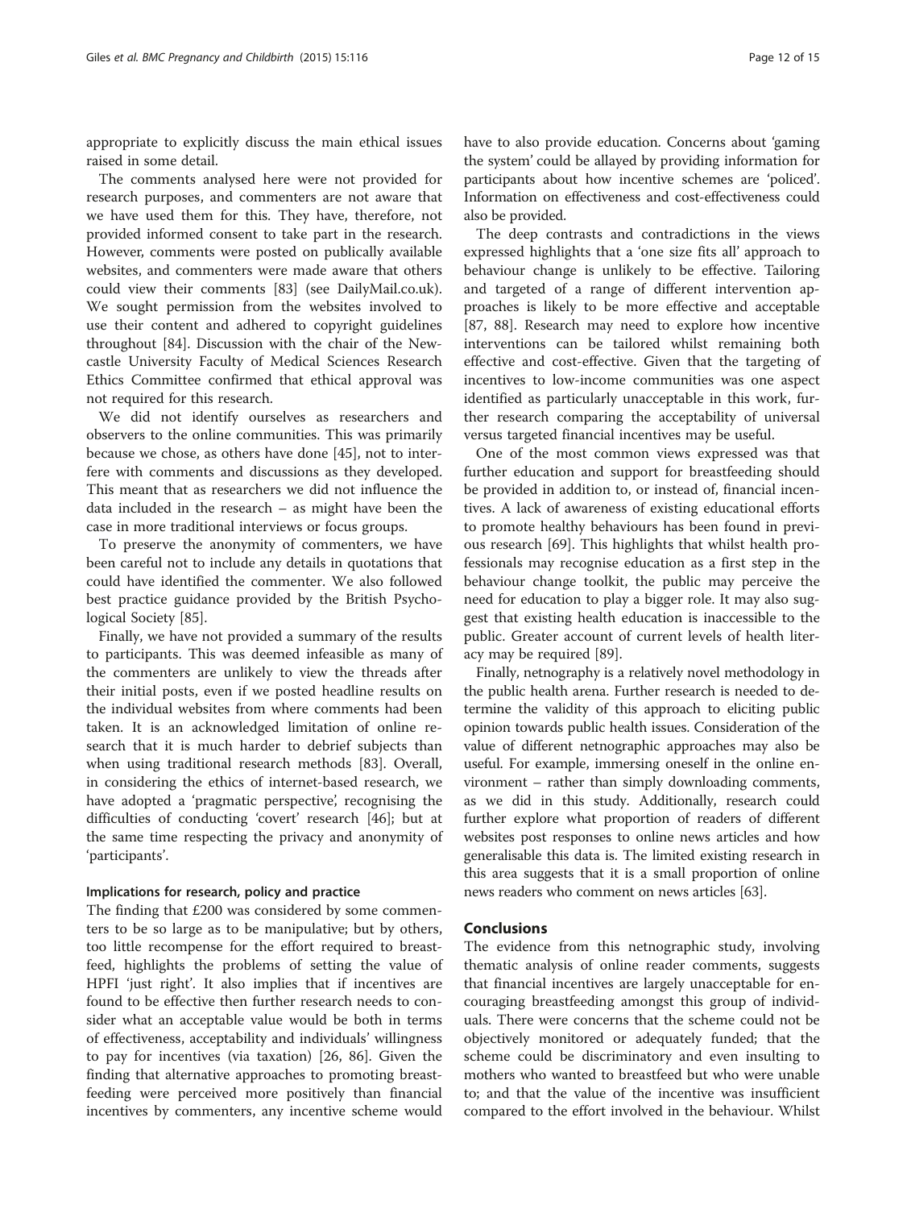appropriate to explicitly discuss the main ethical issues raised in some detail.

The comments analysed here were not provided for research purposes, and commenters are not aware that we have used them for this. They have, therefore, not provided informed consent to take part in the research. However, comments were posted on publically available websites, and commenters were made aware that others could view their comments [83] (see DailyMail.co.uk). We sought permission from the websites involved to use their content and adhered to copyright guidelines throughout [84]. Discussion with the chair of the Newcastle University Faculty of Medical Sciences Research Ethics Committee confirmed that ethical approval was not required for this research.

We did not identify ourselves as researchers and observers to the online communities. This was primarily because we chose, as others have done [45], not to interfere with comments and discussions as they developed. This meant that as researchers we did not influence the data included in the research – as might have been the case in more traditional interviews or focus groups.

To preserve the anonymity of commenters, we have been careful not to include any details in quotations that could have identified the commenter. We also followed best practice guidance provided by the British Psychological Society [85].

Finally, we have not provided a summary of the results to participants. This was deemed infeasible as many of the commenters are unlikely to view the threads after their initial posts, even if we posted headline results on the individual websites from where comments had been taken. It is an acknowledged limitation of online research that it is much harder to debrief subjects than when using traditional research methods [83]. Overall, in considering the ethics of internet-based research, we have adopted a 'pragmatic perspective', recognising the difficulties of conducting 'covert' research [46]; but at the same time respecting the privacy and anonymity of 'participants'.

### Implications for research, policy and practice

The finding that £200 was considered by some commenters to be so large as to be manipulative; but by others, too little recompense for the effort required to breastfeed, highlights the problems of setting the value of HPFI 'just right'. It also implies that if incentives are found to be effective then further research needs to consider what an acceptable value would be both in terms of effectiveness, acceptability and individuals' willingness to pay for incentives (via taxation) [26, 86]. Given the finding that alternative approaches to promoting breastfeeding were perceived more positively than financial incentives by commenters, any incentive scheme would have to also provide education. Concerns about 'gaming the system' could be allayed by providing information for participants about how incentive schemes are 'policed'. Information on effectiveness and cost-effectiveness could also be provided.

The deep contrasts and contradictions in the views expressed highlights that a 'one size fits all' approach to behaviour change is unlikely to be effective. Tailoring and targeted of a range of different intervention approaches is likely to be more effective and acceptable [87, 88]. Research may need to explore how incentive interventions can be tailored whilst remaining both effective and cost-effective. Given that the targeting of incentives to low-income communities was one aspect identified as particularly unacceptable in this work, further research comparing the acceptability of universal versus targeted financial incentives may be useful.

One of the most common views expressed was that further education and support for breastfeeding should be provided in addition to, or instead of, financial incentives. A lack of awareness of existing educational efforts to promote healthy behaviours has been found in previous research [69]. This highlights that whilst health professionals may recognise education as a first step in the behaviour change toolkit, the public may perceive the need for education to play a bigger role. It may also suggest that existing health education is inaccessible to the public. Greater account of current levels of health literacy may be required [89].

Finally, netnography is a relatively novel methodology in the public health arena. Further research is needed to determine the validity of this approach to eliciting public opinion towards public health issues. Consideration of the value of different netnographic approaches may also be useful. For example, immersing oneself in the online environment – rather than simply downloading comments, as we did in this study. Additionally, research could further explore what proportion of readers of different websites post responses to online news articles and how generalisable this data is. The limited existing research in this area suggests that it is a small proportion of online news readers who comment on news articles [63].

## Conclusions

The evidence from this netnographic study, involving thematic analysis of online reader comments, suggests that financial incentives are largely unacceptable for encouraging breastfeeding amongst this group of individuals. There were concerns that the scheme could not be objectively monitored or adequately funded; that the scheme could be discriminatory and even insulting to mothers who wanted to breastfeed but who were unable to; and that the value of the incentive was insufficient compared to the effort involved in the behaviour. Whilst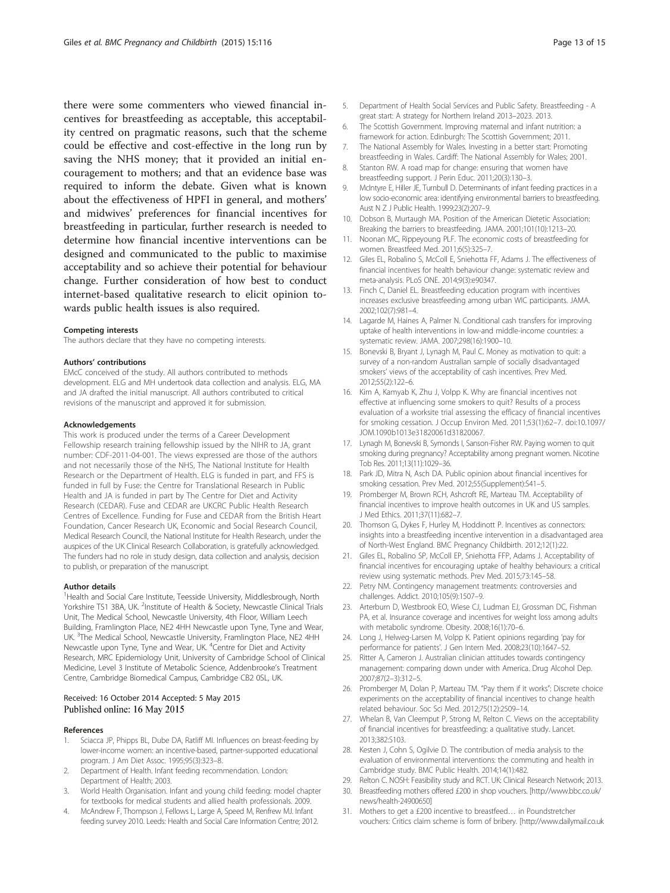there were some commenters who viewed financial incentives for breastfeeding as acceptable, this acceptability centred on pragmatic reasons, such that the scheme could be effective and cost-effective in the long run by saving the NHS money; that it provided an initial encouragement to mothers; and that an evidence base was required to inform the debate. Given what is known about the effectiveness of HPFI in general, and mothers' and midwives' preferences for financial incentives for breastfeeding in particular, further research is needed to determine how financial incentive interventions can be designed and communicated to the public to maximise acceptability and so achieve their potential for behaviour change. Further consideration of how best to conduct internet-based qualitative research to elicit opinion towards public health issues is also required.

#### Competing interests

The authors declare that they have no competing interests.

#### Authors' contributions

EMcC conceived of the study. All authors contributed to methods development. ELG and MH undertook data collection and analysis. ELG, MA and JA drafted the initial manuscript. All authors contributed to critical revisions of the manuscript and approved it for submission.

#### Acknowledgements

This work is produced under the terms of a Career Development Fellowship research training fellowship issued by the NIHR to JA, grant number: CDF-2011-04-001. The views expressed are those of the authors and not necessarily those of the NHS, The National Institute for Health Research or the Department of Health. ELG is funded in part, and FFS is funded in full by Fuse: the Centre for Translational Research in Public Health and JA is funded in part by The Centre for Diet and Activity Research (CEDAR). Fuse and CEDAR are UKCRC Public Health Research Centres of Excellence. Funding for Fuse and CEDAR from the British Heart Foundation, Cancer Research UK, Economic and Social Research Council, Medical Research Council, the National Institute for Health Research, under the auspices of the UK Clinical Research Collaboration, is gratefully acknowledged. The funders had no role in study design, data collection and analysis, decision to publish, or preparation of the manuscript.

#### Author details

[1]Health and Social Care Institute, Teesside University, Middlesbrough, North Yorkshire TS1 3BA, UK. [2]Institute of Health & Society, Newcastle Clinical Trials Unit, The Medical School, Newcastle University, 4th Floor, William Leech Building, Framlington Place, NE2 4HH Newcastle upon Tyne, Tyne and Wear, UK. [3]The Medical School, Newcastle University, Framlington Place, NE2 4HH Newcastle upon Tyne, Tyne and Wear, UK. [4]Centre for Diet and Activity Research, MRC Epidemiology Unit, University of Cambridge School of Clinical Medicine, Level 3 Institute of Metabolic Science, Addenbrooke's Treatment Centre, Cambridge Biomedical Campus, Cambridge CB2 0SL, UK.

Received: 16 October 2014 Accepted: 5 May 2015
Published online: 16 May 2015

#### References

1. Sciacca JP, Phipps BL, Dube DA, Ratliff MI. Influences on breast-feeding by lower-income women: an incentive-based, partner-supported educational program. J Am Diet Assoc. 1995;95(3):323–8.
2. Department of Health. Infant feeding recommendation. London: Department of Health; 2003.
3. World Health Organisation. Infant and young child feeding: model chapter for textbooks for medical students and allied health professionals. 2009.
4. McAndrew F, Thompson J, Fellows L, Large A, Speed M, Renfrew MJ. Infant feeding survey 2010. Leeds: Health and Social Care Information Centre; 2012.
5. Department of Health Social Services and Public Safety. Breastfeeding - A great start: A strategy for Northern Ireland 2013–2023. 2013.
6. The Scottish Government. Improving maternal and infant nutrition: a framework for action. Edinburgh: The Scottish Government; 2011.
7. The National Assembly for Wales. Investing in a better start: Promoting breastfeeding in Wales. Cardiff: The National Assembly for Wales; 2001.
8. Stanton RW. A road map for change: ensuring that women have breastfeeding support. J Perin Educ. 2011;20(3):130–3.
9. McIntyre E, Hiller JE, Turnbull D. Determinants of infant feeding practices in a low socio-economic area: identifying environmental barriers to breastfeeding. Aust N Z J Public Health. 1999;23(2):207–9.
10. Dobson B, Murtaugh MA. Position of the American Dietetic Association: Breaking the barriers to breastfeeding. JAMA. 2001;101(10):1213–20.
11. Noonan MC, Rippeyoung PLF. The economic costs of breastfeeding for women. Breastfeed Med. 2011;6(5):325–7.
12. Giles EL, Robalino S, McColl E, Sniehotta FF, Adams J. The effectiveness of financial incentives for health behaviour change: systematic review and meta-analysis. PLoS ONE. 2014;9(3):e90347.
13. Finch C, Daniel EL. Breastfeeding education program with incentives increases exclusive breastfeeding among urban WIC participants. JAMA. 2002;102(7):981–4.
14. Lagarde M, Haines A, Palmer N. Conditional cash transfers for improving uptake of health interventions in low-and middle-income countries: a systematic review. JAMA. 2007;298(16):1900–10.
15. Bonevski B, Bryant J, Lynagh M, Paul C. Money as motivation to quit: a survey of a non-random Australian sample of socially disadvantaged smokers' views of the acceptability of cash incentives. Prev Med. 2012;55(2):122–6.
16. Kim A, Kamyab K, Zhu J, Volpp K. Why are financial incentives not effective at influencing some smokers to quit? Results of a process evaluation of a worksite trial assessing the efficacy of financial incentives for smoking cessation. J Occup Environ Med. 2011;53(1):62–7. doi:10.1097/JOM.1090b1013e31820061d31820067.
17. Lynagh M, Bonevski B, Symonds I, Sanson-Fisher RW. Paying women to quit smoking during pregnancy? Acceptability among pregnant women. Nicotine Tob Res. 2011;13(11):1029–36.
18. Park JD, Mitra N, Asch DA. Public opinion about financial incentives for smoking cessation. Prev Med. 2012;55(Supplement):S41–5.
19. Promberger M, Brown RCH, Ashcroft RE, Marteau TM. Acceptability of financial incentives to improve health outcomes in UK and US samples. J Med Ethics. 2011;37(11):682–7.
20. Thomson G, Dykes F, Hurley M, Hoddinott P. Incentives as connectors: insights into a breastfeeding incentive intervention in a disadvantaged area of North-West England. BMC Pregnancy Childbirth. 2012;12(1):22.
21. Giles EL, Robalino SP, McColl EP, Sniehotta FFP, Adams J. Acceptability of financial incentives for encouraging uptake of healthy behaviours: a critical review using systematic methods. Prev Med. 2015;73:145–58.
22. Petry NM. Contingency management treatments: controversies and challenges. Addict. 2010;105(9):1507–9.
23. Arterburn D, Westbrook EO, Wiese CJ, Ludman EJ, Grossman DC, Fishman PA, et al. Insurance coverage and incentives for weight loss among adults with metabolic syndrome. Obesity. 2008;16(1):70–6.
24. Long J, Helweg-Larsen M, Volpp K. Patient opinions regarding 'pay for performance for patients'. J Gen Intern Med. 2008;23(10):1647–52.
25. Ritter A, Cameron J. Australian clinician attitudes towards contingency management: comparing down under with America. Drug Alcohol Dep. 2007;87(2–3):312–5.
26. Promberger M, Dolan P, Marteau TM. "Pay them if it works": Discrete choice experiments on the acceptability of financial incentives to change health related behaviour. Soc Sci Med. 2012;75(12):2509–14.
27. Whelan B, Van Cleemput P, Strong M, Relton C. Views on the acceptability of financial incentives for breastfeeding: a qualitative study. Lancet. 2013;382:S103.
28. Kesten J, Cohn S, Ogilvie D. The contribution of media analysis to the evaluation of environmental interventions: the commuting and health in Cambridge study. BMC Public Health. 2014;14(1):482.
29. Relton C. NOSH: Feasibility study and RCT. UK: Clinical Research Network; 2013.
30. Breastfeeding mothers offered £200 in shop vouchers. [http://www.bbc.co.uk/news/health-24900650]
31. Mothers to get a £200 incentive to breastfeed… in Poundstretcher vouchers: Critics claim scheme is form of bribery. [http://www.dailymail.co.uk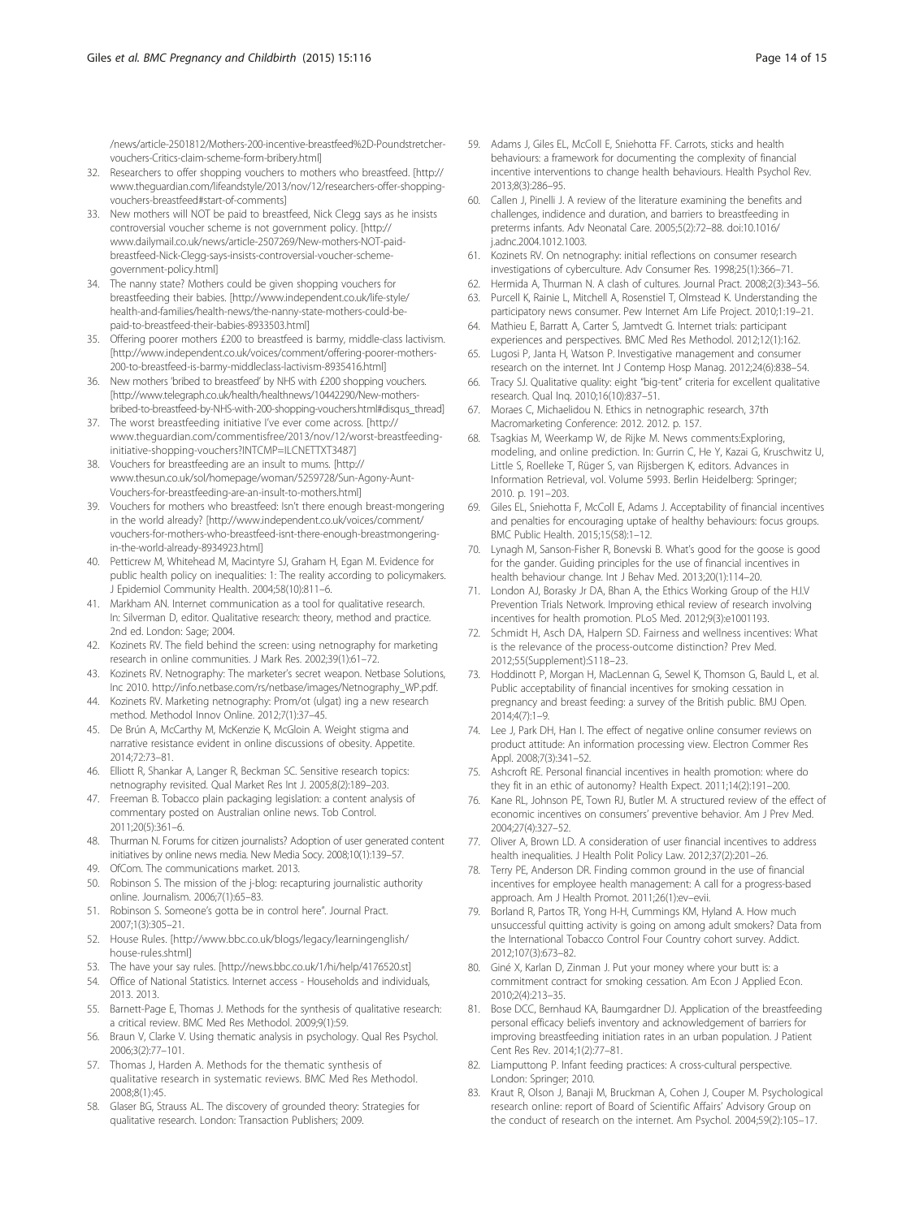/news/article-2501812/Mothers-200-incentive-breastfeed%2D-Poundstretcher-vouchers-Critics-claim-scheme-form-bribery.html]

32. Researchers to offer shopping vouchers to mothers who breastfeed. [http://www.theguardian.com/lifeandstyle/2013/nov/12/researchers-offer-shopping-vouchers-breastfeed#start-of-comments]
33. New mothers will NOT be paid to breastfeed, Nick Clegg says as he insists controversial voucher scheme is not government policy. [http://www.dailymail.co.uk/news/article-2507269/New-mothers-NOT-paid-breastfeed-Nick-Clegg-says-insists-controversial-voucher-scheme-government-policy.html]
34. The nanny state? Mothers could be given shopping vouchers for breastfeeding their babies. [http://www.independent.co.uk/life-style/health-and-families/health-news/the-nanny-state-mothers-could-be-paid-to-breastfeed-their-babies-8933503.html]
35. Offering poorer mothers £200 to breastfeed is barmy, middle-class lactivism. [http://www.independent.co.uk/voices/comment/offering-poorer-mothers-200-to-breastfeed-is-barmy-middleclass-lactivism-8935416.html]
36. New mothers 'bribed to breastfeed' by NHS with £200 shopping vouchers. [http://www.telegraph.co.uk/health/healthnews/10442290/New-mothers-bribed-to-breastfeed-by-NHS-with-200-shopping-vouchers.html#disqus_thread]
37. The worst breastfeeding initiative I've ever come across. [http://www.theguardian.com/commentisfree/2013/nov/12/worst-breastfeeding-initiative-shopping-vouchers?INTCMP=ILCNETTXT3487]
38. Vouchers for breastfeeding are an insult to mums. [http://www.thesun.co.uk/sol/homepage/woman/5259728/Sun-Agony-Aunt-Vouchers-for-breastfeeding-are-an-insult-to-mothers.html]
39. Vouchers for mothers who breastfeed: Isn't there enough breast-mongering in the world already? [http://www.independent.co.uk/voices/comment/vouchers-for-mothers-who-breastfeed-isnt-there-enough-breastmongering-in-the-world-already-8934923.html]
40. Petticrew M, Whitehead M, Macintyre SJ, Graham H, Egan M. Evidence for public health policy on inequalities: 1: The reality according to policymakers. J Epidemiol Community Health. 2004;58(10):811–6.
41. Markham AN. Internet communication as a tool for qualitative research. In: Silverman D, editor. Qualitative research: theory, method and practice. 2nd ed. London: Sage; 2004.
42. Kozinets RV. The field behind the screen: using netnography for marketing research in online communities. J Mark Res. 2002;39(1):61–72.
43. Kozinets RV. Netnography: The marketer's secret weapon. Netbase Solutions, Inc 2010. http://info.netbase.com/rs/netbase/images/Netnography_WP.pdf.
44. Kozinets RV. Marketing netnography: Prom/ot (ulgat) ing a new research method. Methodol Innov Online. 2012;7(1):37–45.
45. De Brún A, McCarthy M, McKenzie K, McGloin A. Weight stigma and narrative resistance evident in online discussions of obesity. Appetite. 2014;72:73–81.
46. Elliott R, Shankar A, Langer R, Beckman SC. Sensitive research topics: netnography revisited. Qual Market Res Int J. 2005;8(2):189–203.
47. Freeman B. Tobacco plain packaging legislation: a content analysis of commentary posted on Australian online news. Tob Control. 2011;20(5):361–6.
48. Thurman N. Forums for citizen journalists? Adoption of user generated content initiatives by online news media. New Media Socy. 2008;10(1):139–57.
49. OfCom. The communications market. 2013.
50. Robinson S. The mission of the j-blog: recapturing journalistic authority online. Journalism. 2006;7(1):65–83.
51. Robinson S. Someone's gotta be in control here". Journal Pract. 2007;1(3):305–21.
52. House Rules. [http://www.bbc.co.uk/blogs/legacy/learningenglish/house-rules.shtml]
53. The have your say rules. [http://news.bbc.co.uk/1/hi/help/4176520.st]
54. Office of National Statistics. Internet access - Households and individuals, 2013. 2013.
55. Barnett-Page E, Thomas J. Methods for the synthesis of qualitative research: a critical review. BMC Med Res Methodol. 2009;9(1):59.
56. Braun V, Clarke V. Using thematic analysis in psychology. Qual Res Psychol. 2006;3(2):77–101.
57. Thomas J, Harden A. Methods for the thematic synthesis of qualitative research in systematic reviews. BMC Med Res Methodol. 2008;8(1):45.
58. Glaser BG, Strauss AL. The discovery of grounded theory: Strategies for qualitative research. London: Transaction Publishers; 2009.
59. Adams J, Giles EL, McColl E, Sniehotta FF. Carrots, sticks and health behaviours: a framework for documenting the complexity of financial incentive interventions to change health behaviours. Health Psychol Rev. 2013;8(3):286–95.
60. Callen J, Pinelli J. A review of the literature examining the benefits and challenges, incidence and duration, and barriers to breastfeeding in preterms infants. Adv Neonatal Care. 2005;5(2):72–88. doi:10.1016/j.adnc.2004.1012.1003.
61. Kozinets RV. On netnography: initial reflections on consumer research investigations of cyberculture. Adv Consumer Res. 1998;25(1):366–71.
62. Hermida A, Thurman N. A clash of cultures. Journal Pract. 2008;2(3):343–56.
63. Purcell K, Rainie L, Mitchell A, Rosenstiel T, Olmstead K. Understanding the participatory news consumer. Pew Internet Am Life Project. 2010;1:19–21.
64. Mathieu E, Barratt A, Carter S, Jamtvedt G. Internet trials: participant experiences and perspectives. BMC Med Res Methodol. 2012;12(1):162.
65. Lugosi P, Janta H, Watson P. Investigative management and consumer research on the internet. Int J Contemp Hosp Manag. 2012;24(6):838–54.
66. Tracy SJ. Qualitative quality: eight "big-tent" criteria for excellent qualitative research. Qual Inq. 2010;16(10):837–51.
67. Moraes C, Michaelidou N. Ethics in netnographic research, 37th Macromarketing Conference: 2012. 2012. p. 157.
68. Tsagkias M, Weerkamp W, de Rijke M. News comments:Exploring, modeling, and online prediction. In: Gurrin C, He Y, Kazai G, Kruschwitz U, Little S, Roelleke T, Rüger S, van Rijsbergen K, editors. Advances in Information Retrieval, vol. Volume 5993. Berlin Heidelberg: Springer; 2010. p. 191–203.
69. Giles EL, Sniehotta FF, McColl E, Adams J. Acceptability of financial incentives and penalties for encouraging uptake of healthy behaviours: focus groups. BMC Public Health. 2015;15(58):1–12.
70. Lynagh M, Sanson-Fisher R, Bonevski B. What's good for the goose is good for the gander. Guiding principles for the use of financial incentives in health behaviour change. Int J Behav Med. 2013;20(1):114–20.
71. London AJ, Borasky Jr DA, Bhan A, the Ethics Working Group of the H.I.V Prevention Trials Network. Improving ethical review of research involving incentives for health promotion. PLoS Med. 2012;9(3):e1001193.
72. Schmidt H, Asch DA, Halpern SD. Fairness and wellness incentives: What is the relevance of the process-outcome distinction? Prev Med. 2012;55(Supplement):S118–23.
73. Hoddinott P, Morgan H, MacLennan G, Sewel K, Thomson G, Bauld L, et al. Public acceptability of financial incentives for smoking cessation in pregnancy and breast feeding: a survey of the British public. BMJ Open. 2014;4(7):1–9.
74. Lee J, Park DH, Han I. The effect of negative online consumer reviews on product attitude: An information processing view. Electron Commer Res Appl. 2008;7(3):341–52.
75. Ashcroft RE. Personal financial incentives in health promotion: where do they fit in an ethic of autonomy? Health Expect. 2011;14(2):191–200.
76. Kane RL, Johnson PE, Town RJ, Butler M. A structured review of the effect of economic incentives on consumers' preventive behavior. Am J Prev Med. 2004;27(4):327–52.
77. Oliver A, Brown LD. A consideration of user financial incentives to address health inequalities. J Health Polit Policy Law. 2012;37(2):201–26.
78. Terry PE, Anderson DR. Finding common ground in the use of financial incentives for employee health management: A call for a progress-based approach. Am J Health Promot. 2011;26(1):ev–evii.
79. Borland R, Partos TR, Yong H-H, Cummings KM, Hyland A. How much unsuccessful quitting activity is going on among adult smokers? Data from the International Tobacco Control Four Country cohort survey. Addict. 2012;107(3):673–82.
80. Giné X, Karlan D, Zinman J. Put your money where your butt is: a commitment contract for smoking cessation. Am Econ J Applied Econ. 2010;2(4):213–35.
81. Bose DCC, Bernhaud KA, Baumgardner DJ. Application of the breastfeeding personal efficacy beliefs inventory and acknowledgement of barriers for improving breastfeeding initiation rates in an urban population. J Patient Cent Res Rev. 2014;1(2):77–81.
82. Liamputtong P. Infant feeding practices: A cross-cultural perspective. London: Springer; 2010.
83. Kraut R, Olson J, Banaji M, Bruckman A, Cohen J, Couper M. Psychological research online: report of Board of Scientific Affairs' Advisory Group on the conduct of research on the internet. Am Psychol. 2004;59(2):105–17.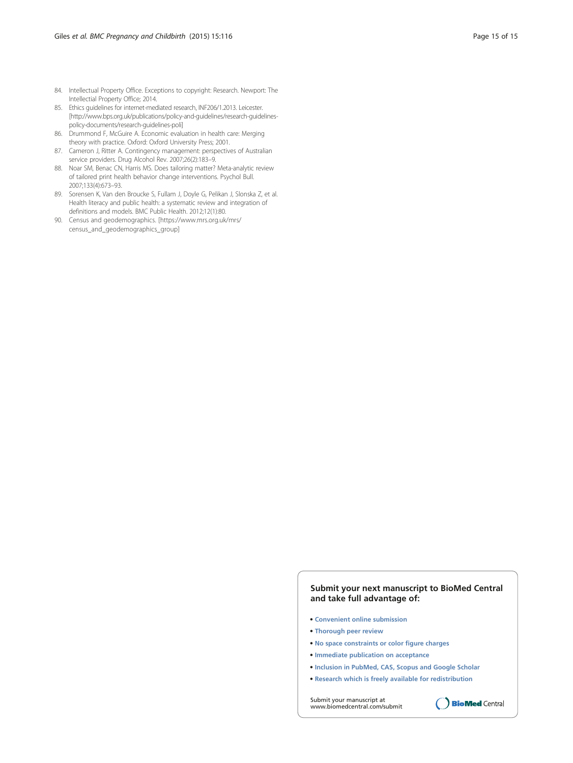84. Intellectual Property Office. Exceptions to copyright: Research. Newport: The Intellectial Property Office; 2014.
85. Ethics guidelines for internet-mediated research, INF206/1.2013. Leicester. [http://www.bps.org.uk/publications/policy-and-guidelines/research-guidelines-policy-documents/research-guidelines-poli]
86. Drummond F, McGuire A. Economic evaluation in health care: Merging theory with practice. Oxford: Oxford University Press; 2001.
87. Cameron J, Ritter A. Contingency management: perspectives of Australian service providers. Drug Alcohol Rev. 2007;26(2):183–9.
88. Noar SM, Benac CN, Harris MS. Does tailoring matter? Meta-analytic review of tailored print health behavior change interventions. Psychol Bull. 2007;133(4):673–93.
89. Sorensen K, Van den Broucke S, Fullam J, Doyle G, Pelikan J, Slonska Z, et al. Health literacy and public health: a systematic review and integration of definitions and models. BMC Public Health. 2012;12(1):80.
90. Census and geodemographics. [https://www.mrs.org.uk/mrs/census_and_geodemographics_group]

**Submit your next manuscript to BioMed Central and take full advantage of:**

- **Convenient online submission**
- **Thorough peer review**
- **No space constraints or color figure charges**
- **Immediate publication on acceptance**
- **Inclusion in PubMed, CAS, Scopus and Google Scholar**
- **Research which is freely available for redistribution**

Submit your manuscript at
www.biomedcentral.com/submit

BioMed Central